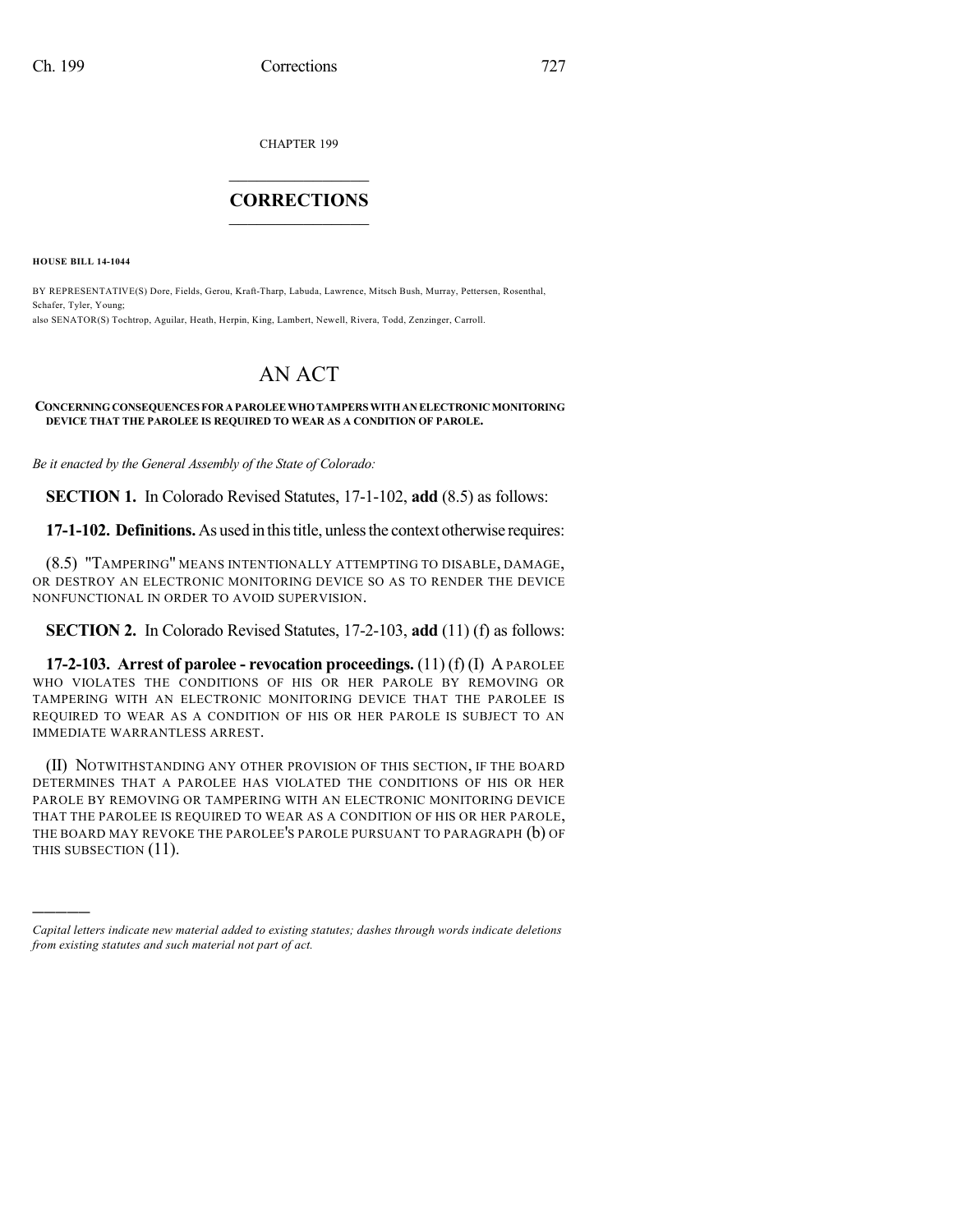CHAPTER 199

# CORRECTIONS

**HOUSE BILL 14-1044**

BY REPRESENTATIVE(S) Dore, Fields, Gerou, Kraft-Tharp, Labuda, Lawrence, Mitsch Bush, Murray, Pettersen, Rosenthal, Schafer, Tyler, Young;
also SENATOR(S) Tochtrop, Aguilar, Heath, Herpin, King, Lambert, Newell, Rivera, Todd, Zenzinger, Carroll.

# AN ACT

**CONCERNING CONSEQUENCES FOR A PAROLEE WHO TAMPERS WITH AN ELECTRONIC MONITORING DEVICE THAT THE PAROLEE IS REQUIRED TO WEAR AS A CONDITION OF PAROLE.**

*Be it enacted by the General Assembly of the State of Colorado:*

**SECTION 1.** In Colorado Revised Statutes, 17-1-102, **add** (8.5) as follows:

**17-1-102. Definitions.** As used in this title, unless the context otherwise requires:

(8.5) "TAMPERING" MEANS INTENTIONALLY ATTEMPTING TO DISABLE, DAMAGE, OR DESTROY AN ELECTRONIC MONITORING DEVICE SO AS TO RENDER THE DEVICE NONFUNCTIONAL IN ORDER TO AVOID SUPERVISION.

**SECTION 2.** In Colorado Revised Statutes, 17-2-103, **add** (11) (f) as follows:

**17-2-103. Arrest of parolee - revocation proceedings.** (11) (f) (I) A PAROLEE WHO VIOLATES THE CONDITIONS OF HIS OR HER PAROLE BY REMOVING OR TAMPERING WITH AN ELECTRONIC MONITORING DEVICE THAT THE PAROLEE IS REQUIRED TO WEAR AS A CONDITION OF HIS OR HER PAROLE IS SUBJECT TO AN IMMEDIATE WARRANTLESS ARREST.

(II) NOTWITHSTANDING ANY OTHER PROVISION OF THIS SECTION, IF THE BOARD DETERMINES THAT A PAROLEE HAS VIOLATED THE CONDITIONS OF HIS OR HER PAROLE BY REMOVING OR TAMPERING WITH AN ELECTRONIC MONITORING DEVICE THAT THE PAROLEE IS REQUIRED TO WEAR AS A CONDITION OF HIS OR HER PAROLE, THE BOARD MAY REVOKE THE PAROLEE'S PAROLE PURSUANT TO PARAGRAPH (b) OF THIS SUBSECTION (11).

---

*Capital letters indicate new material added to existing statutes; dashes through words indicate deletions from existing statutes and such material not part of act.*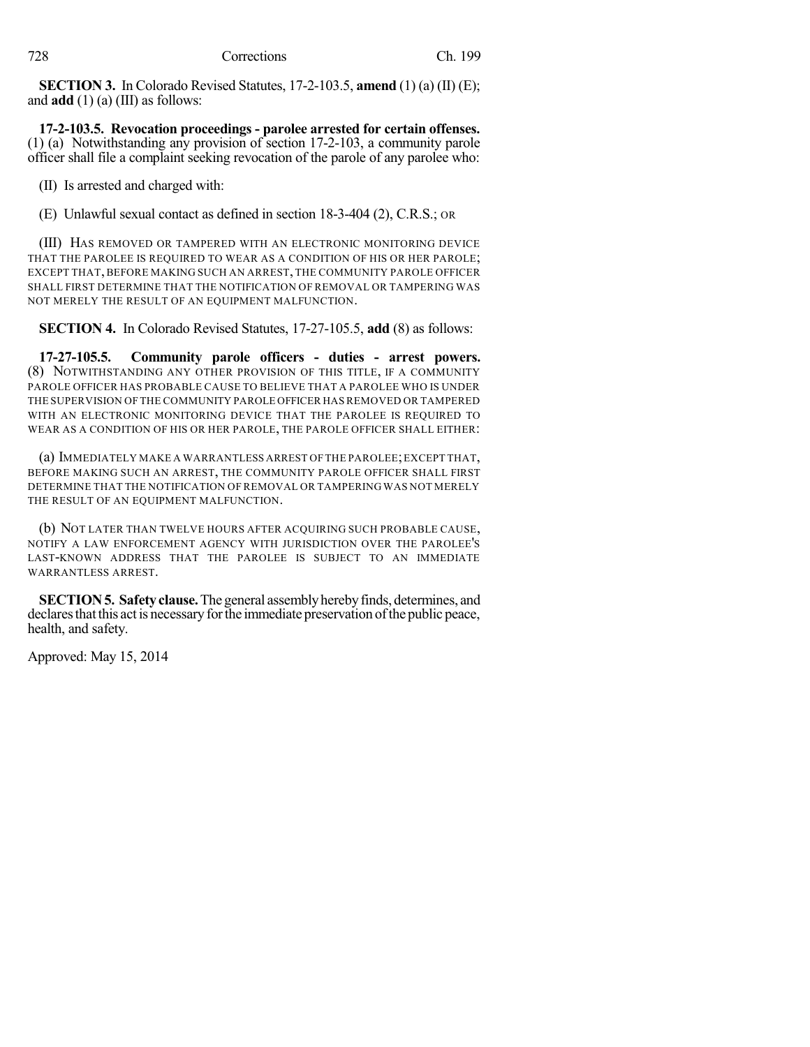**SECTION 3.** In Colorado Revised Statutes, 17-2-103.5, **amend** (1) (a) (II) (E); and **add** (1) (a) (III) as follows:

**17-2-103.5. Revocation proceedings - parolee arrested for certain offenses.** (1) (a) Notwithstanding any provision of section 17-2-103, a community parole officer shall file a complaint seeking revocation of the parole of any parolee who:

(II) Is arrested and charged with:

(E) Unlawful sexual contact as defined in section 18-3-404 (2), C.R.S.; OR

(III) HAS REMOVED OR TAMPERED WITH AN ELECTRONIC MONITORING DEVICE THAT THE PAROLEE IS REQUIRED TO WEAR AS A CONDITION OF HIS OR HER PAROLE; EXCEPT THAT, BEFORE MAKING SUCH AN ARREST, THE COMMUNITY PAROLE OFFICER SHALL FIRST DETERMINE THAT THE NOTIFICATION OF REMOVAL OR TAMPERING WAS NOT MERELY THE RESULT OF AN EQUIPMENT MALFUNCTION.

**SECTION 4.** In Colorado Revised Statutes, 17-27-105.5, **add** (8) as follows:

**17-27-105.5. Community parole officers - duties - arrest powers.** (8) NOTWITHSTANDING ANY OTHER PROVISION OF THIS TITLE, IF A COMMUNITY PAROLE OFFICER HAS PROBABLE CAUSE TO BELIEVE THAT A PAROLEE WHO IS UNDER THE SUPERVISION OF THE COMMUNITY PAROLE OFFICER HAS REMOVED OR TAMPERED WITH AN ELECTRONIC MONITORING DEVICE THAT THE PAROLEE IS REQUIRED TO WEAR AS A CONDITION OF HIS OR HER PAROLE, THE PAROLE OFFICER SHALL EITHER:

(a) IMMEDIATELY MAKE A WARRANTLESS ARREST OF THE PAROLEE; EXCEPT THAT, BEFORE MAKING SUCH AN ARREST, THE COMMUNITY PAROLE OFFICER SHALL FIRST DETERMINE THAT THE NOTIFICATION OF REMOVAL OR TAMPERING WAS NOT MERELY THE RESULT OF AN EQUIPMENT MALFUNCTION.

(b) NOT LATER THAN TWELVE HOURS AFTER ACQUIRING SUCH PROBABLE CAUSE, NOTIFY A LAW ENFORCEMENT AGENCY WITH JURISDICTION OVER THE PAROLEE'S LAST-KNOWN ADDRESS THAT THE PAROLEE IS SUBJECT TO AN IMMEDIATE WARRANTLESS ARREST.

**SECTION 5. Safety clause.** The general assembly hereby finds, determines, and declares that this act is necessary for the immediate preservation of the public peace, health, and safety.

Approved: May 15, 2014